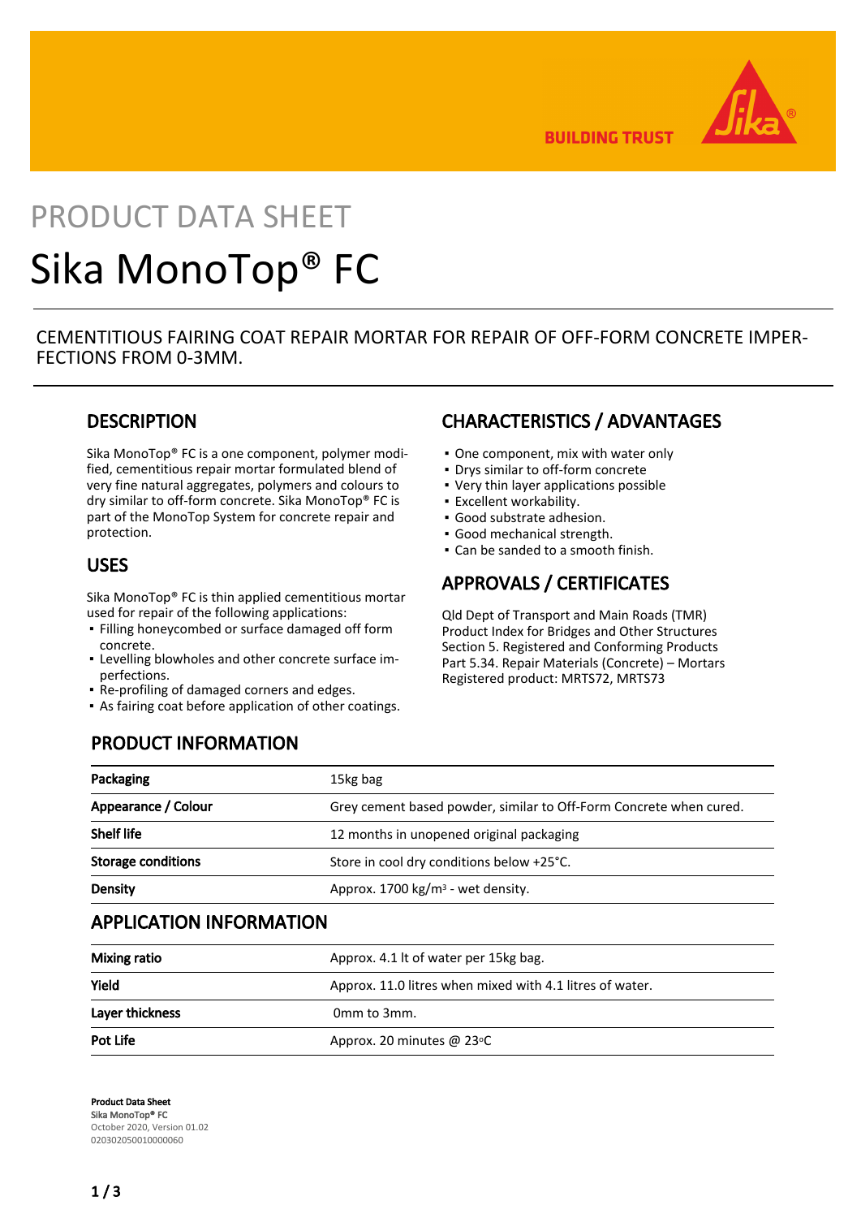# PRODUCT DATA SHEET

# Sika MonoTop® FC

CEMENTITIOUS FAIRING COAT REPAIR MORTAR FOR REPAIR OF OFF-FORM CONCRETE IMPERFECTIONS FROM 0-3MM.

## DESCRIPTION

Sika MonoTop® FC is a one component, polymer modified, cementitious repair mortar formulated blend of very fine natural aggregates, polymers and colours to dry similar to off-form concrete. Sika MonoTop® FC is part of the MonoTop System for concrete repair and protection.

## USES

Sika MonoTop® FC is thin applied cementitious mortar used for repair of the following applications:

- Filling honeycombed or surface damaged off form concrete.
- Levelling blowholes and other concrete surface imperfections.
- Re-profiling of damaged corners and edges.
- As fairing coat before application of other coatings.

## CHARACTERISTICS / ADVANTAGES

- One component, mix with water only
- Drys similar to off-form concrete
- Very thin layer applications possible
- Excellent workability.
- Good substrate adhesion.
- Good mechanical strength.
- Can be sanded to a smooth finish.

## APPROVALS / CERTIFICATES

Qld Dept of Transport and Main Roads (TMR) Product Index for Bridges and Other Structures Section 5. Registered and Conforming Products Part 5.34. Repair Materials (Concrete) – Mortars Registered product: MRTS72, MRTS73

## PRODUCT INFORMATION

| | |
|---|---|
| **Packaging** | 15kg bag |
| **Appearance / Colour** | Grey cement based powder, similar to Off-Form Concrete when cured. |
| **Shelf life** | 12 months in unopened original packaging |
| **Storage conditions** | Store in cool dry conditions below +25°C. |
| **Density** | Approx. 1700 kg/m³ - wet density. |

## APPLICATION INFORMATION

| | |
|---|---|
| **Mixing ratio** | Approx. 4.1 lt of water per 15kg bag. |
| **Yield** | Approx. 11.0 litres when mixed with 4.1 litres of water. |
| **Layer thickness** | 0mm to 3mm. |
| **Pot Life** | Approx. 20 minutes @ 23°C |

**Product Data Sheet**
Sika MonoTop® FC
October 2020, Version 01.02
020302050010000060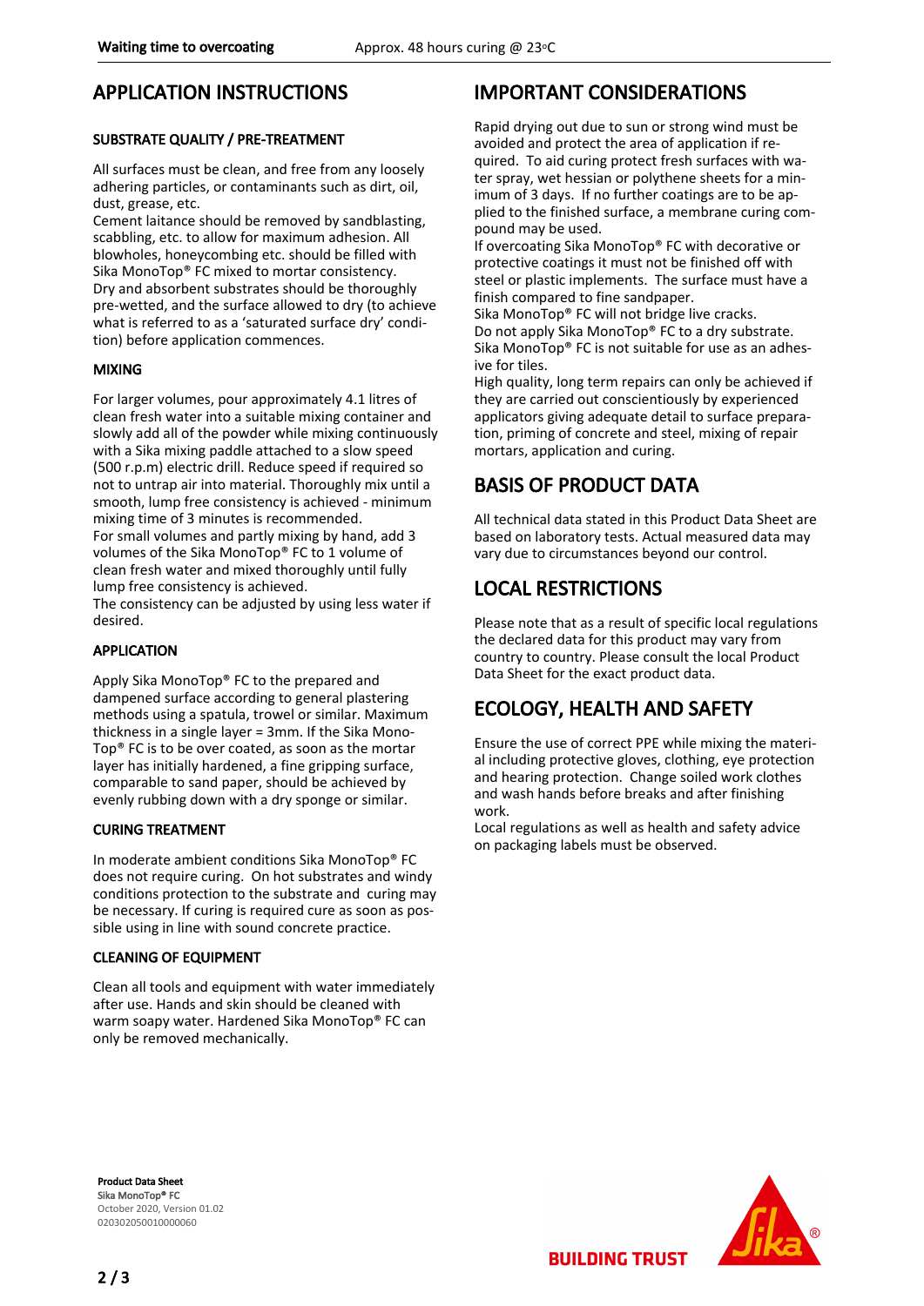| Waiting time to overcoating | Approx. 48 hours curing @ 23°C |
| --- | --- |

# APPLICATION INSTRUCTIONS

## SUBSTRATE QUALITY / PRE-TREATMENT

All surfaces must be clean, and free from any loosely adhering particles, or contaminants such as dirt, oil, dust, grease, etc.
Cement laitance should be removed by sandblasting, scabbling, etc. to allow for maximum adhesion. All blowholes, honeycombing etc. should be filled with Sika MonoTop® FC mixed to mortar consistency.
Dry and absorbent substrates should be thoroughly pre-wetted, and the surface allowed to dry (to achieve what is referred to as a 'saturated surface dry' condition) before application commences.

## MIXING

For larger volumes, pour approximately 4.1 litres of clean fresh water into a suitable mixing container and slowly add all of the powder while mixing continuously with a Sika mixing paddle attached to a slow speed (500 r.p.m) electric drill. Reduce speed if required so not to untrap air into material. Thoroughly mix until a smooth, lump free consistency is achieved - minimum mixing time of 3 minutes is recommended.
For small volumes and partly mixing by hand, add 3 volumes of the Sika MonoTop® FC to 1 volume of clean fresh water and mixed thoroughly until fully lump free consistency is achieved.
The consistency can be adjusted by using less water if desired.

## APPLICATION

Apply Sika MonoTop® FC to the prepared and dampened surface according to general plastering methods using a spatula, trowel or similar. Maximum thickness in a single layer = 3mm. If the Sika MonoTop® FC is to be over coated, as soon as the mortar layer has initially hardened, a fine gripping surface, comparable to sand paper, should be achieved by evenly rubbing down with a dry sponge or similar.

## CURING TREATMENT

In moderate ambient conditions Sika MonoTop® FC does not require curing. On hot substrates and windy conditions protection to the substrate and curing may be necessary. If curing is required cure as soon as possible using in line with sound concrete practice.

## CLEANING OF EQUIPMENT

Clean all tools and equipment with water immediately after use. Hands and skin should be cleaned with warm soapy water. Hardened Sika MonoTop® FC can only be removed mechanically.

# IMPORTANT CONSIDERATIONS

Rapid drying out due to sun or strong wind must be avoided and protect the area of application if required. To aid curing protect fresh surfaces with water spray, wet hessian or polythene sheets for a minimum of 3 days. If no further coatings are to be applied to the finished surface, a membrane curing compound may be used.
If overcoating Sika MonoTop® FC with decorative or protective coatings it must not be finished off with steel or plastic implements. The surface must have a finish compared to fine sandpaper.
Sika MonoTop® FC will not bridge live cracks.
Do not apply Sika MonoTop® FC to a dry substrate.
Sika MonoTop® FC is not suitable for use as an adhesive for tiles.
High quality, long term repairs can only be achieved if they are carried out conscientiously by experienced applicators giving adequate detail to surface preparation, priming of concrete and steel, mixing of repair mortars, application and curing.

# BASIS OF PRODUCT DATA

All technical data stated in this Product Data Sheet are based on laboratory tests. Actual measured data may vary due to circumstances beyond our control.

# LOCAL RESTRICTIONS

Please note that as a result of specific local regulations the declared data for this product may vary from country to country. Please consult the local Product Data Sheet for the exact product data.

# ECOLOGY, HEALTH AND SAFETY

Ensure the use of correct PPE while mixing the material including protective gloves, clothing, eye protection and hearing protection. Change soiled work clothes and wash hands before breaks and after finishing work.
Local regulations as well as health and safety advice on packaging labels must be observed.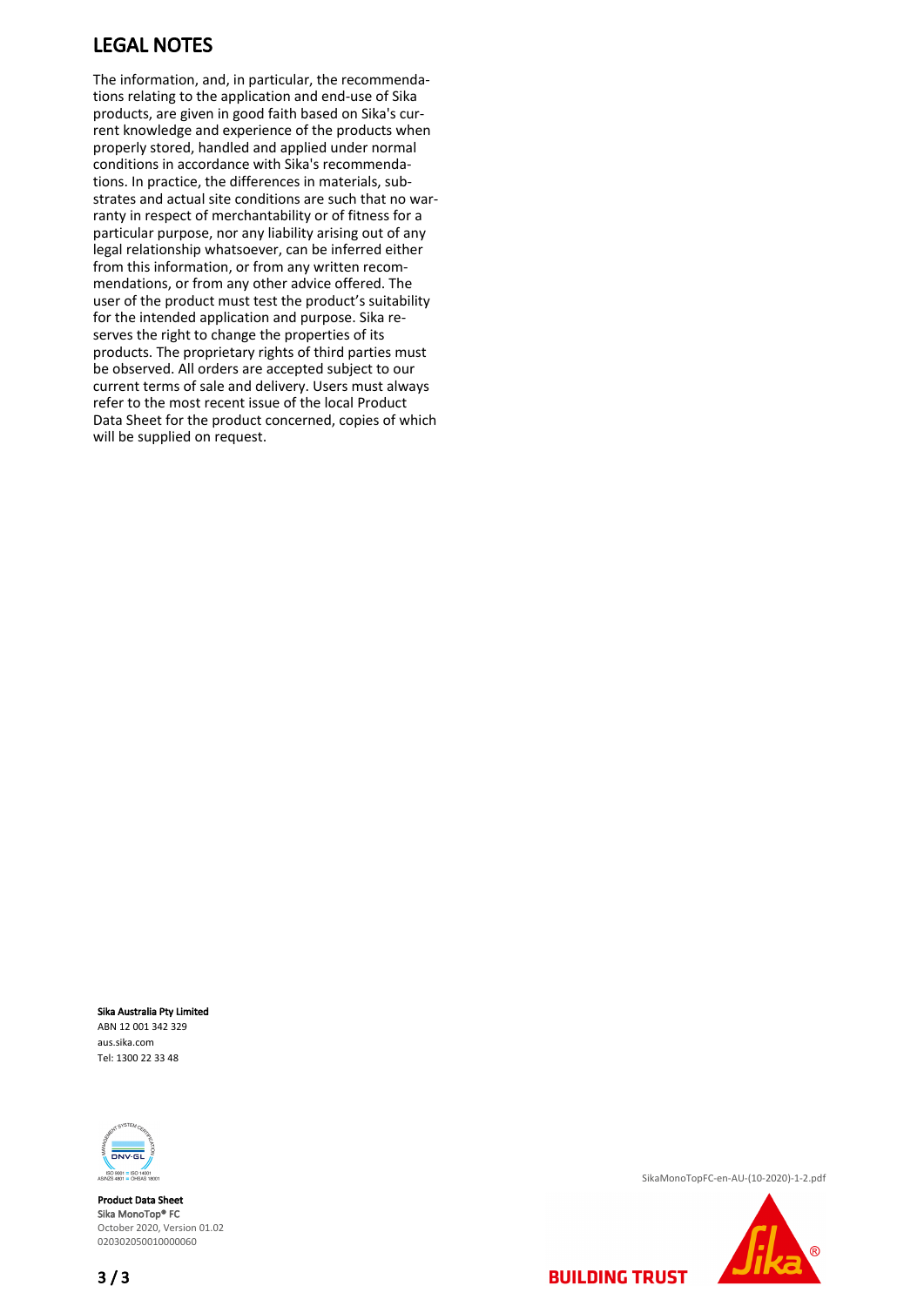## LEGAL NOTES

The information, and, in particular, the recommendations relating to the application and end-use of Sika products, are given in good faith based on Sika's current knowledge and experience of the products when properly stored, handled and applied under normal conditions in accordance with Sika's recommendations. In practice, the differences in materials, substrates and actual site conditions are such that no warranty in respect of merchantability or of fitness for a particular purpose, nor any liability arising out of any legal relationship whatsoever, can be inferred either from this information, or from any written recommendations, or from any other advice offered. The user of the product must test the product's suitability for the intended application and purpose. Sika reserves the right to change the properties of its products. The proprietary rights of third parties must be observed. All orders are accepted subject to our current terms of sale and delivery. Users must always refer to the most recent issue of the local Product Data Sheet for the product concerned, copies of which will be supplied on request.

**Sika Australia Pty Limited**
ABN 12 001 342 329
aus.sika.com
Tel: 1300 22 33 48

ISO 9001 = ISO 14001
AS/NZS 4801 = OHSAS 18001

**Product Data Sheet**
**Sika MonoTop® FC**
October 2020, Version 01.02
020302050010000060

SikaMonoTopFC-en-AU-(10-2020)-1-2.pdf

BUILDING TRUST